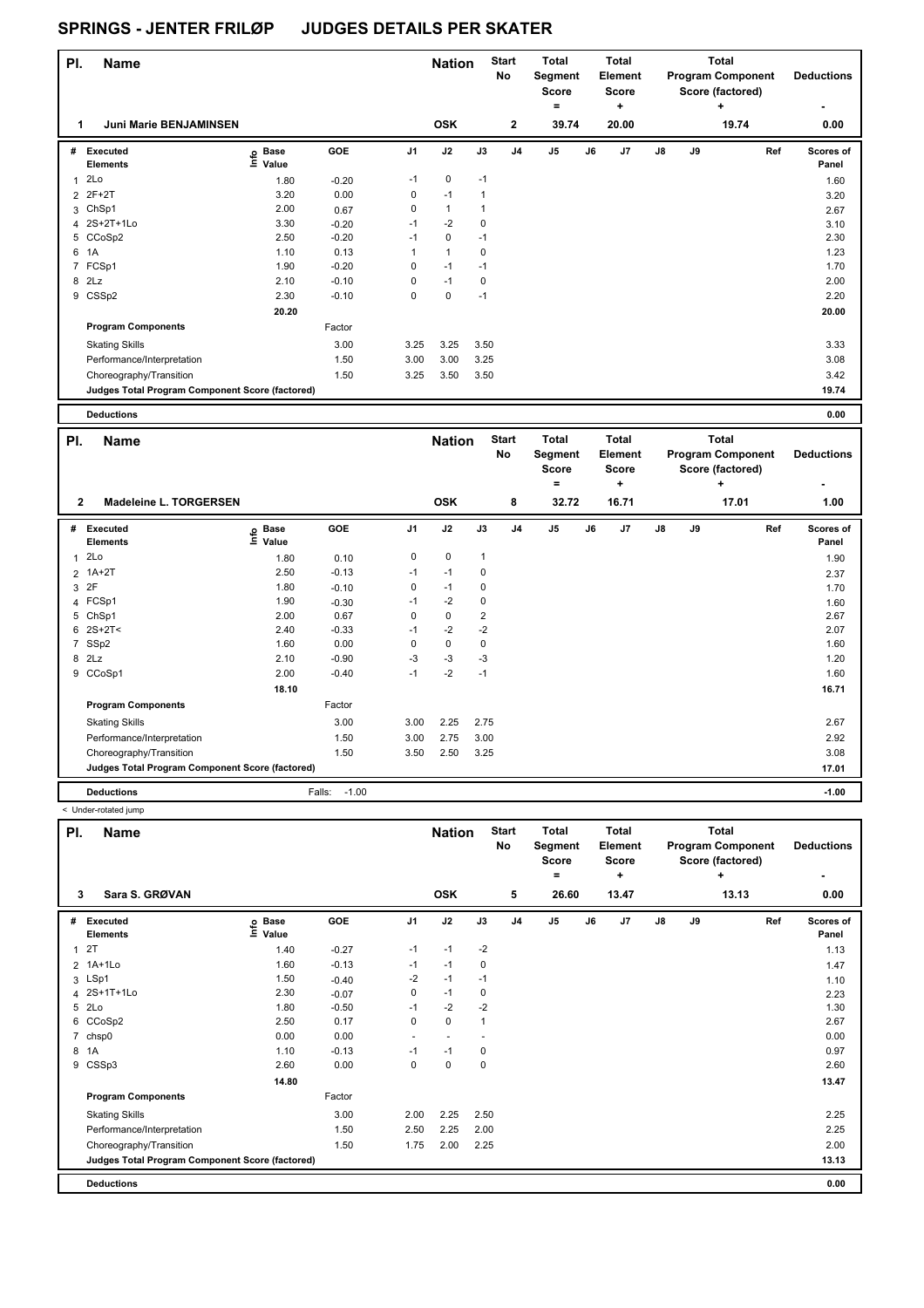# SPRINGS - JENTER FRILØP JUDGES DETAILS PER SKATER

| Pl. | Name | Nation | Start No | Total Segment Score = | Total Element Score + | Total Program Component Score (factored) + | Deductions - |
|---|---|---|---|---|---|---|---|
| 1 | Juni Marie BENJAMINSEN | OSK | 2 | 39.74 | 20.00 | 19.74 | 0.00 |

| # | Executed Elements | Info | Base Value | GOE | J1 | J2 | J3 | J4 | J5 | J6 | J7 | J8 | J9 | Ref | Scores of Panel |
|---|---|---|---|---|---|---|---|---|---|---|---|---|---|---|---|
| 1 | 2Lo | | 1.80 | -0.20 | -1 | 0 | -1 | | | | | | | | 1.60 |
| 2 | 2F+2T | | 3.20 | 0.00 | 0 | -1 | 1 | | | | | | | | 3.20 |
| 3 | ChSp1 | | 2.00 | 0.67 | 0 | 1 | 1 | | | | | | | | 2.67 |
| 4 | 2S+2T+1Lo | | 3.30 | -0.20 | -1 | -2 | 0 | | | | | | | | 3.10 |
| 5 | CCoSp2 | | 2.50 | -0.20 | -1 | 0 | -1 | | | | | | | | 2.30 |
| 6 | 1A | | 1.10 | 0.13 | 1 | 1 | 0 | | | | | | | | 1.23 |
| 7 | FCSp1 | | 1.90 | -0.20 | 0 | -1 | -1 | | | | | | | | 1.70 |
| 8 | 2Lz | | 2.10 | -0.10 | 0 | -1 | 0 | | | | | | | | 2.00 |
| 9 | CSSp2 | | 2.30 | -0.10 | 0 | 0 | -1 | | | | | | | | 2.20 |
| | | | 20.20 | | | | | | | | | | | | 20.00 |
| | Program Components | | | Factor | | | | | | | | | | | |
| | Skating Skills | | | 3.00 | 3.25 | 3.25 | 3.50 | | | | | | | | 3.33 |
| | Performance/Interpretation | | | 1.50 | 3.00 | 3.00 | 3.25 | | | | | | | | 3.08 |
| | Choreography/Transition | | | 1.50 | 3.25 | 3.50 | 3.50 | | | | | | | | 3.42 |
| | Judges Total Program Component Score (factored) | | | | | | | | | | | | | | 19.74 |
| | Deductions | | | | | | | | | | | | | | 0.00 |

| Pl. | Name | Nation | Start No | Total Segment Score = | Total Element Score + | Total Program Component Score (factored) + | Deductions - |
|---|---|---|---|---|---|---|---|
| 2 | Madeleine L. TORGERSEN | OSK | 8 | 32.72 | 16.71 | 17.01 | 1.00 |

| # | Executed Elements | Info | Base Value | GOE | J1 | J2 | J3 | J4 | J5 | J6 | J7 | J8 | J9 | Ref | Scores of Panel |
|---|---|---|---|---|---|---|---|---|---|---|---|---|---|---|---|
| 1 | 2Lo | | 1.80 | 0.10 | 0 | 0 | 1 | | | | | | | | 1.90 |
| 2 | 1A+2T | | 2.50 | -0.13 | -1 | -1 | 0 | | | | | | | | 2.37 |
| 3 | 2F | | 1.80 | -0.10 | 0 | -1 | 0 | | | | | | | | 1.70 |
| 4 | FCSp1 | | 1.90 | -0.30 | -1 | -2 | 0 | | | | | | | | 1.60 |
| 5 | ChSp1 | | 2.00 | 0.67 | 0 | 0 | 2 | | | | | | | | 2.67 |
| 6 | 2S+2T< | | 2.40 | -0.33 | -1 | -2 | -2 | | | | | | | | 2.07 |
| 7 | SSp2 | | 1.60 | 0.00 | 0 | 0 | 0 | | | | | | | | 1.60 |
| 8 | 2Lz | | 2.10 | -0.90 | -3 | -3 | -3 | | | | | | | | 1.20 |
| 9 | CCoSp1 | | 2.00 | -0.40 | -1 | -2 | -1 | | | | | | | | 1.60 |
| | | | 18.10 | | | | | | | | | | | | 16.71 |
| | Program Components | | | Factor | | | | | | | | | | | |
| | Skating Skills | | | 3.00 | 3.00 | 2.25 | 2.75 | | | | | | | | 2.67 |
| | Performance/Interpretation | | | 1.50 | 3.00 | 2.75 | 3.00 | | | | | | | | 2.92 |
| | Choreography/Transition | | | 1.50 | 3.50 | 2.50 | 3.25 | | | | | | | | 3.08 |
| | Judges Total Program Component Score (factored) | | | | | | | | | | | | | | 17.01 |
| | Deductions | | | Falls: -1.00 | | | | | | | | | | | -1.00 |

< Under-rotated jump

| Pl. | Name | Nation | Start No | Total Segment Score = | Total Element Score + | Total Program Component Score (factored) + | Deductions - |
|---|---|---|---|---|---|---|---|
| 3 | Sara S. GRØVAN | OSK | 5 | 26.60 | 13.47 | 13.13 | 0.00 |

| # | Executed Elements | Info | Base Value | GOE | J1 | J2 | J3 | J4 | J5 | J6 | J7 | J8 | J9 | Ref | Scores of Panel |
|---|---|---|---|---|---|---|---|---|---|---|---|---|---|---|---|
| 1 | 2T | | 1.40 | -0.27 | -1 | -1 | -2 | | | | | | | | 1.13 |
| 2 | 1A+1Lo | | 1.60 | -0.13 | -1 | -1 | 0 | | | | | | | | 1.47 |
| 3 | LSp1 | | 1.50 | -0.40 | -2 | -1 | -1 | | | | | | | | 1.10 |
| 4 | 2S+1T+1Lo | | 2.30 | -0.07 | 0 | -1 | 0 | | | | | | | | 2.23 |
| 5 | 2Lo | | 1.80 | -0.50 | -1 | -2 | -2 | | | | | | | | 1.30 |
| 6 | CCoSp2 | | 2.50 | 0.17 | 0 | 0 | 1 | | | | | | | | 2.67 |
| 7 | chsp0 | | 0.00 | 0.00 | - | - | - | | | | | | | | 0.00 |
| 8 | 1A | | 1.10 | -0.13 | -1 | -1 | 0 | | | | | | | | 0.97 |
| 9 | CSSp3 | | 2.60 | 0.00 | 0 | 0 | 0 | | | | | | | | 2.60 |
| | | | 14.80 | | | | | | | | | | | | 13.47 |
| | Program Components | | | Factor | | | | | | | | | | | |
| | Skating Skills | | | 3.00 | 2.00 | 2.25 | 2.50 | | | | | | | | 2.25 |
| | Performance/Interpretation | | | 1.50 | 2.50 | 2.25 | 2.00 | | | | | | | | 2.25 |
| | Choreography/Transition | | | 1.50 | 1.75 | 2.00 | 2.25 | | | | | | | | 2.00 |
| | Judges Total Program Component Score (factored) | | | | | | | | | | | | | | 13.13 |
| | Deductions | | | | | | | | | | | | | | 0.00 |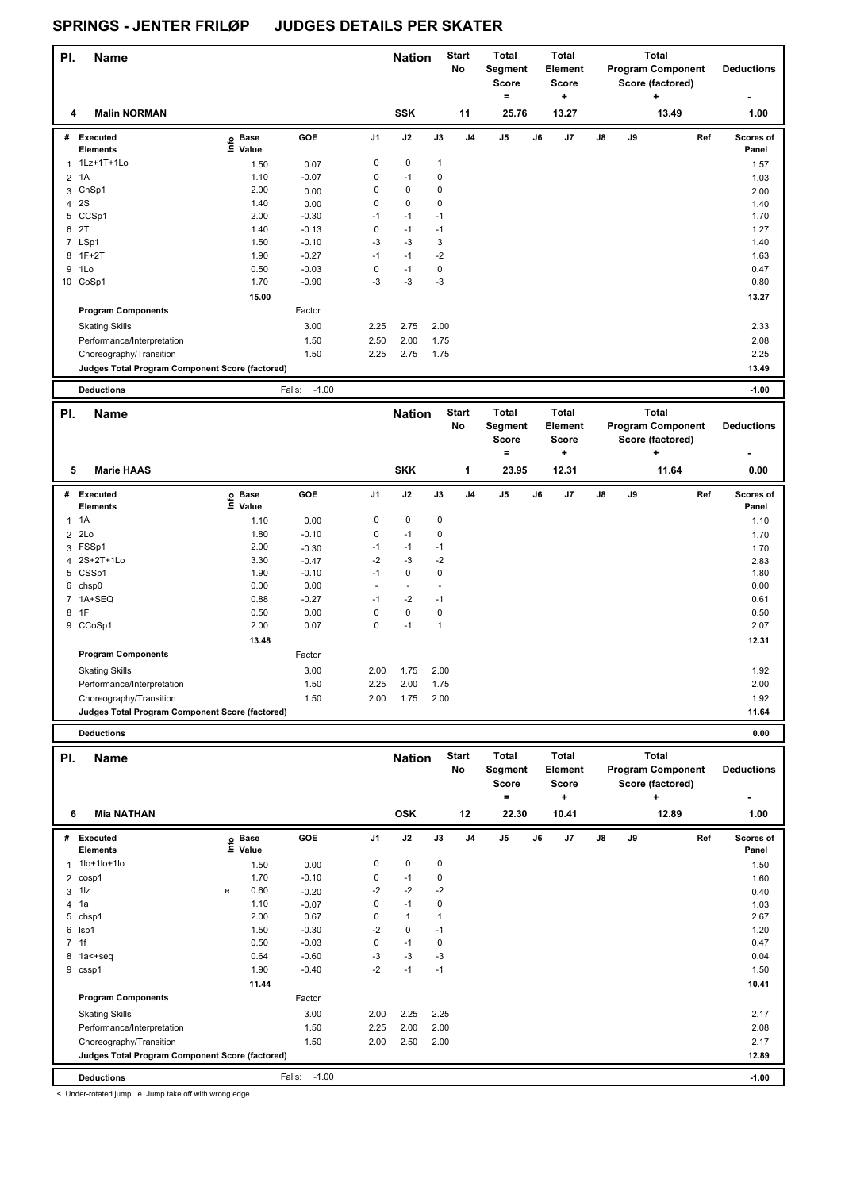# SPRINGS - JENTER FRILØP JUDGES DETAILS PER SKATER

| Pl. | Name | Nation | Start No | Total Segment Score = | Total Element Score + | Total Program Component Score (factored) + | Deductions - |
|---|---|---|---|---|---|---|---|
| 4 | Malin NORMAN | SSK | 11 | 25.76 | 13.27 | 13.49 | 1.00 |

| # | Executed Elements | Info | Base Value | GOE | J1 | J2 | J3 | J4 | J5 | J6 | J7 | J8 | J9 | Ref | Scores of Panel |
|---|---|---|---|---|---|---|---|---|---|---|---|---|---|---|---|
| 1 | 1Lz+1T+1Lo | | 1.50 | 0.07 | 0 | 0 | 1 | | | | | | | | 1.57 |
| 2 | 1A | | 1.10 | -0.07 | 0 | -1 | 0 | | | | | | | | 1.03 |
| 3 | ChSp1 | | 2.00 | 0.00 | 0 | 0 | 0 | | | | | | | | 2.00 |
| 4 | 2S | | 1.40 | 0.00 | 0 | 0 | 0 | | | | | | | | 1.40 |
| 5 | CCSp1 | | 2.00 | -0.30 | -1 | -1 | -1 | | | | | | | | 1.70 |
| 6 | 2T | | 1.40 | -0.13 | 0 | -1 | -1 | | | | | | | | 1.27 |
| 7 | LSp1 | | 1.50 | -0.10 | -3 | -3 | 3 | | | | | | | | 1.40 |
| 8 | 1F+2T | | 1.90 | -0.27 | -1 | -1 | -2 | | | | | | | | 1.63 |
| 9 | 1Lo | | 0.50 | -0.03 | 0 | -1 | 0 | | | | | | | | 0.47 |
| 10 | CoSp1 | | 1.70 | -0.90 | -3 | -3 | -3 | | | | | | | | 0.80 |
| | | | 15.00 | | | | | | | | | | | | 13.27 |
| | **Program Components** | | | Factor | | | | | | | | | | | |
| | Skating Skills | | | 3.00 | 2.25 | 2.75 | 2.00 | | | | | | | | 2.33 |
| | Performance/Interpretation | | | 1.50 | 2.50 | 2.00 | 1.75 | | | | | | | | 2.08 |
| | Choreography/Transition | | | 1.50 | 2.25 | 2.75 | 1.75 | | | | | | | | 2.25 |
| | **Judges Total Program Component Score (factored)** | | | | | | | | | | | | | | 13.49 |
| | **Deductions** | | | Falls: -1.00 | | | | | | | | | | | -1.00 |

| Pl. | Name | Nation | Start No | Total Segment Score = | Total Element Score + | Total Program Component Score (factored) + | Deductions - |
|---|---|---|---|---|---|---|---|
| 5 | Marie HAAS | SKK | 1 | 23.95 | 12.31 | 11.64 | 0.00 |

| # | Executed Elements | Info | Base Value | GOE | J1 | J2 | J3 | J4 | J5 | J6 | J7 | J8 | J9 | Ref | Scores of Panel |
|---|---|---|---|---|---|---|---|---|---|---|---|---|---|---|---|
| 1 | 1A | | 1.10 | 0.00 | 0 | 0 | 0 | | | | | | | | 1.10 |
| 2 | 2Lo | | 1.80 | -0.10 | 0 | -1 | 0 | | | | | | | | 1.70 |
| 3 | FSSp1 | | 2.00 | -0.30 | -1 | -1 | -1 | | | | | | | | 1.70 |
| 4 | 2S+2T+1Lo | | 3.30 | -0.47 | -2 | -3 | -2 | | | | | | | | 2.83 |
| 5 | CSSp1 | | 1.90 | -0.10 | -1 | 0 | 0 | | | | | | | | 1.80 |
| 6 | chsp0 | | 0.00 | 0.00 | - | - | - | | | | | | | | 0.00 |
| 7 | 1A+SEQ | | 0.88 | -0.27 | -1 | -2 | -1 | | | | | | | | 0.61 |
| 8 | 1F | | 0.50 | 0.00 | 0 | 0 | 0 | | | | | | | | 0.50 |
| 9 | CCoSp1 | | 2.00 | 0.07 | 0 | -1 | 1 | | | | | | | | 2.07 |
| | | | 13.48 | | | | | | | | | | | | 12.31 |
| | **Program Components** | | | Factor | | | | | | | | | | | |
| | Skating Skills | | | 3.00 | 2.00 | 1.75 | 2.00 | | | | | | | | 1.92 |
| | Performance/Interpretation | | | 1.50 | 2.25 | 2.00 | 1.75 | | | | | | | | 2.00 |
| | Choreography/Transition | | | 1.50 | 2.00 | 1.75 | 2.00 | | | | | | | | 1.92 |
| | **Judges Total Program Component Score (factored)** | | | | | | | | | | | | | | 11.64 |
| | **Deductions** | | | | | | | | | | | | | | 0.00 |

| Pl. | Name | Nation | Start No | Total Segment Score = | Total Element Score + | Total Program Component Score (factored) + | Deductions - |
|---|---|---|---|---|---|---|---|
| 6 | Mia NATHAN | OSK | 12 | 22.30 | 10.41 | 12.89 | 1.00 |

| # | Executed Elements | Info | Base Value | GOE | J1 | J2 | J3 | J4 | J5 | J6 | J7 | J8 | J9 | Ref | Scores of Panel |
|---|---|---|---|---|---|---|---|---|---|---|---|---|---|---|---|
| 1 | 1lo+1lo+1lo | | 1.50 | 0.00 | 0 | 0 | 0 | | | | | | | | 1.50 |
| 2 | cosp1 | | 1.70 | -0.10 | 0 | -1 | 0 | | | | | | | | 1.60 |
| 3 | 1lz | e | 0.60 | -0.20 | -2 | -2 | -2 | | | | | | | | 0.40 |
| 4 | 1a | | 1.10 | -0.07 | 0 | -1 | 0 | | | | | | | | 1.03 |
| 5 | chsp1 | | 2.00 | 0.67 | 0 | 1 | 1 | | | | | | | | 2.67 |
| 6 | lsp1 | | 1.50 | -0.30 | -2 | 0 | -1 | | | | | | | | 1.20 |
| 7 | 1f | | 0.50 | -0.03 | 0 | -1 | 0 | | | | | | | | 0.47 |
| 8 | 1a<+seq | | 0.64 | -0.60 | -3 | -3 | -3 | | | | | | | | 0.04 |
| 9 | cssp1 | | 1.90 | -0.40 | -2 | -1 | -1 | | | | | | | | 1.50 |
| | | | 11.44 | | | | | | | | | | | | 10.41 |
| | **Program Components** | | | Factor | | | | | | | | | | | |
| | Skating Skills | | | 3.00 | 2.00 | 2.25 | 2.25 | | | | | | | | 2.17 |
| | Performance/Interpretation | | | 1.50 | 2.25 | 2.00 | 2.00 | | | | | | | | 2.08 |
| | Choreography/Transition | | | 1.50 | 2.00 | 2.50 | 2.00 | | | | | | | | 2.17 |
| | **Judges Total Program Component Score (factored)** | | | | | | | | | | | | | | 12.89 |
| | **Deductions** | | | Falls: -1.00 | | | | | | | | | | | -1.00 |

< Under-rotated jump e Jump take off with wrong edge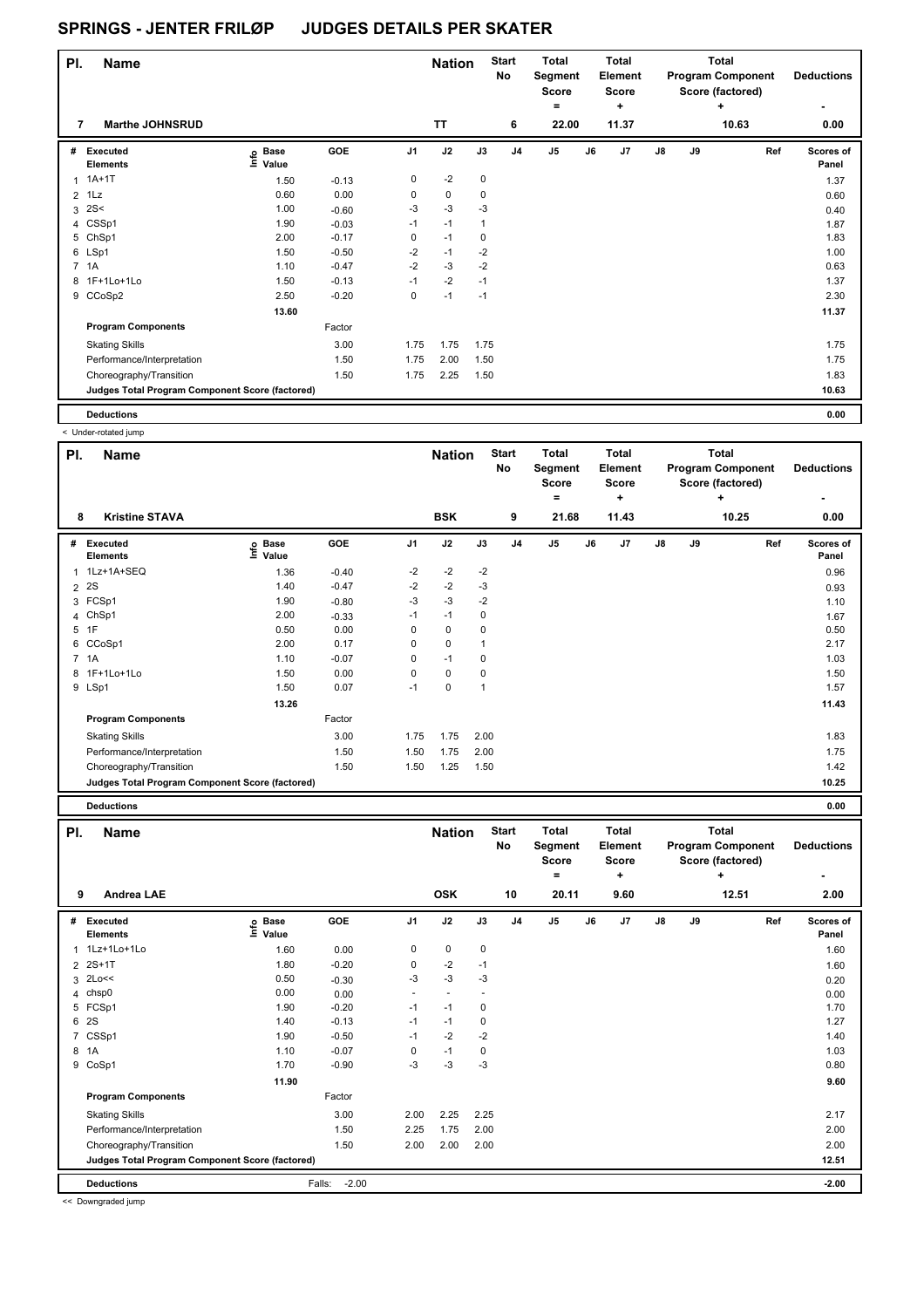# SPRINGS - JENTER FRILØP JUDGES DETAILS PER SKATER

| Pl. | Name | Nation | Start No | Total Segment Score = | Total Element Score + | Total Program Component Score (factored) + | Deductions - |
|---|---|---|---|---|---|---|---|
| 7 | Marthe JOHNSRUD | TT | 6 | 22.00 | 11.37 | 10.63 | 0.00 |

| # | Executed Elements | Info | Base Value | GOE | J1 | J2 | J3 | J4 | J5 | J6 | J7 | J8 | J9 | Ref | Scores of Panel |
|---|---|---|---|---|---|---|---|---|---|---|---|---|---|---|---|
| 1 | 1A+1T | | 1.50 | -0.13 | 0 | -2 | 0 | | | | | | | | 1.37 |
| 2 | 1Lz | | 0.60 | 0.00 | 0 | 0 | 0 | | | | | | | | 0.60 |
| 3 | 2S< | | 1.00 | -0.60 | -3 | -3 | -3 | | | | | | | | 0.40 |
| 4 | CSSp1 | | 1.90 | -0.03 | -1 | -1 | 1 | | | | | | | | 1.87 |
| 5 | ChSp1 | | 2.00 | -0.17 | 0 | -1 | 0 | | | | | | | | 1.83 |
| 6 | LSp1 | | 1.50 | -0.50 | -2 | -1 | -2 | | | | | | | | 1.00 |
| 7 | 1A | | 1.10 | -0.47 | -2 | -3 | -2 | | | | | | | | 0.63 |
| 8 | 1F+1Lo+1Lo | | 1.50 | -0.13 | -1 | -2 | -1 | | | | | | | | 1.37 |
| 9 | CCoSp2 | | 2.50 | -0.20 | 0 | -1 | -1 | | | | | | | | 2.30 |
| | | | 13.60 | | | | | | | | | | | | 11.37 |
| | **Program Components** | | | Factor | | | | | | | | | | | |
| | Skating Skills | | | 3.00 | 1.75 | 1.75 | 1.75 | | | | | | | | 1.75 |
| | Performance/Interpretation | | | 1.50 | 1.75 | 2.00 | 1.50 | | | | | | | | 1.75 |
| | Choreography/Transition | | | 1.50 | 1.75 | 2.25 | 1.50 | | | | | | | | 1.83 |
| | **Judges Total Program Component Score (factored)** | | | | | | | | | | | | | | 10.63 |
| | **Deductions** | | | | | | | | | | | | | | 0.00 |

< Under-rotated jump

| Pl. | Name | Nation | Start No | Total Segment Score = | Total Element Score + | Total Program Component Score (factored) + | Deductions - |
|---|---|---|---|---|---|---|---|
| 8 | Kristine STAVA | BSK | 9 | 21.68 | 11.43 | 10.25 | 0.00 |

| # | Executed Elements | Info | Base Value | GOE | J1 | J2 | J3 | J4 | J5 | J6 | J7 | J8 | J9 | Ref | Scores of Panel |
|---|---|---|---|---|---|---|---|---|---|---|---|---|---|---|---|
| 1 | 1Lz+1A+SEQ | | 1.36 | -0.40 | -2 | -2 | -2 | | | | | | | | 0.96 |
| 2 | 2S | | 1.40 | -0.47 | -2 | -2 | -3 | | | | | | | | 0.93 |
| 3 | FCSp1 | | 1.90 | -0.80 | -3 | -3 | -2 | | | | | | | | 1.10 |
| 4 | ChSp1 | | 2.00 | -0.33 | -1 | -1 | 0 | | | | | | | | 1.67 |
| 5 | 1F | | 0.50 | 0.00 | 0 | 0 | 0 | | | | | | | | 0.50 |
| 6 | CCoSp1 | | 2.00 | 0.17 | 0 | 0 | 1 | | | | | | | | 2.17 |
| 7 | 1A | | 1.10 | -0.07 | 0 | -1 | 0 | | | | | | | | 1.03 |
| 8 | 1F+1Lo+1Lo | | 1.50 | 0.00 | 0 | 0 | 0 | | | | | | | | 1.50 |
| 9 | LSp1 | | 1.50 | 0.07 | -1 | 0 | 1 | | | | | | | | 1.57 |
| | | | 13.26 | | | | | | | | | | | | 11.43 |
| | **Program Components** | | | Factor | | | | | | | | | | | |
| | Skating Skills | | | 3.00 | 1.75 | 1.75 | 2.00 | | | | | | | | 1.83 |
| | Performance/Interpretation | | | 1.50 | 1.50 | 1.75 | 2.00 | | | | | | | | 1.75 |
| | Choreography/Transition | | | 1.50 | 1.50 | 1.25 | 1.50 | | | | | | | | 1.42 |
| | **Judges Total Program Component Score (factored)** | | | | | | | | | | | | | | 10.25 |
| | **Deductions** | | | | | | | | | | | | | | 0.00 |

| Pl. | Name | Nation | Start No | Total Segment Score = | Total Element Score + | Total Program Component Score (factored) + | Deductions - |
|---|---|---|---|---|---|---|---|
| 9 | Andrea LAE | OSK | 10 | 20.11 | 9.60 | 12.51 | 2.00 |

| # | Executed Elements | Info | Base Value | GOE | J1 | J2 | J3 | J4 | J5 | J6 | J7 | J8 | J9 | Ref | Scores of Panel |
|---|---|---|---|---|---|---|---|---|---|---|---|---|---|---|---|
| 1 | 1Lz+1Lo+1Lo | | 1.60 | 0.00 | 0 | 0 | 0 | | | | | | | | 1.60 |
| 2 | 2S+1T | | 1.80 | -0.20 | 0 | -2 | -1 | | | | | | | | 1.60 |
| 3 | 2Lo<< | | 0.50 | -0.30 | -3 | -3 | -3 | | | | | | | | 0.20 |
| 4 | chsp0 | | 0.00 | 0.00 | - | - | - | | | | | | | | 0.00 |
| 5 | FCSp1 | | 1.90 | -0.20 | -1 | -1 | 0 | | | | | | | | 1.70 |
| 6 | 2S | | 1.40 | -0.13 | -1 | -1 | 0 | | | | | | | | 1.27 |
| 7 | CSSp1 | | 1.90 | -0.50 | -1 | -2 | -2 | | | | | | | | 1.40 |
| 8 | 1A | | 1.10 | -0.07 | 0 | -1 | 0 | | | | | | | | 1.03 |
| 9 | CoSp1 | | 1.70 | -0.90 | -3 | -3 | -3 | | | | | | | | 0.80 |
| | | | 11.90 | | | | | | | | | | | | 9.60 |
| | **Program Components** | | | Factor | | | | | | | | | | | |
| | Skating Skills | | | 3.00 | 2.00 | 2.25 | 2.25 | | | | | | | | 2.17 |
| | Performance/Interpretation | | | 1.50 | 2.25 | 1.75 | 2.00 | | | | | | | | 2.00 |
| | Choreography/Transition | | | 1.50 | 2.00 | 2.00 | 2.00 | | | | | | | | 2.00 |
| | **Judges Total Program Component Score (factored)** | | | | | | | | | | | | | | 12.51 |
| | **Deductions** | | | Falls: -2.00 | | | | | | | | | | | -2.00 |

<< Downgraded jump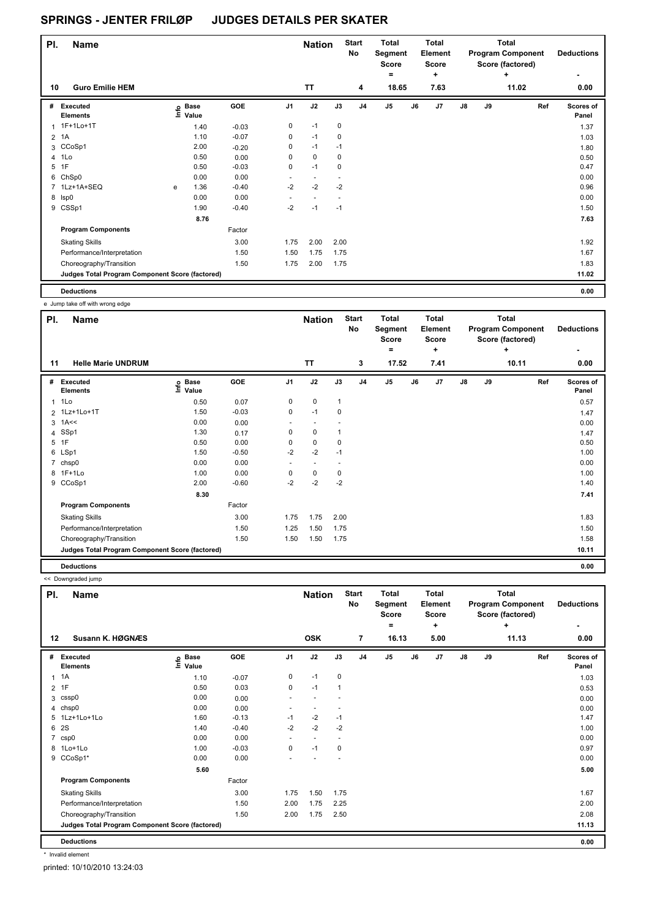# SPRINGS - JENTER FRILØP JUDGES DETAILS PER SKATER

| Pl. | Name | Nation | Start No | Total Segment Score = | Total Element Score + | Total Program Component Score (factored) + | Deductions - |
|---|---|---|---|---|---|---|---|
| 10 | Guro Emilie HEM | TT | 4 | 18.65 | 7.63 | 11.02 | 0.00 |

| # | Executed Elements | Info | Base Value | GOE | J1 | J2 | J3 | J4 | J5 | J6 | J7 | J8 | J9 | Ref | Scores of Panel |
|---|---|---|---|---|---|---|---|---|---|---|---|---|---|---|---|
| 1 | 1F+1Lo+1T | | 1.40 | -0.03 | 0 | -1 | 0 | | | | | | | | 1.37 |
| 2 | 1A | | 1.10 | -0.07 | 0 | -1 | 0 | | | | | | | | 1.03 |
| 3 | CCoSp1 | | 2.00 | -0.20 | 0 | -1 | -1 | | | | | | | | 1.80 |
| 4 | 1Lo | | 0.50 | 0.00 | 0 | 0 | 0 | | | | | | | | 0.50 |
| 5 | 1F | | 0.50 | -0.03 | 0 | -1 | 0 | | | | | | | | 0.47 |
| 6 | ChSp0 | | 0.00 | 0.00 | - | - | - | | | | | | | | 0.00 |
| 7 | 1Lz+1A+SEQ | e | 1.36 | -0.40 | -2 | -2 | -2 | | | | | | | | 0.96 |
| 8 | Isp0 | | 0.00 | 0.00 | - | - | - | | | | | | | | 0.00 |
| 9 | CSSp1 | | 1.90 | -0.40 | -2 | -1 | -1 | | | | | | | | 1.50 |
| | | | 8.76 | | | | | | | | | | | | 7.63 |
| | **Program Components** | | | Factor | | | | | | | | | | | |
| | Skating Skills | | | 3.00 | 1.75 | 2.00 | 2.00 | | | | | | | | 1.92 |
| | Performance/Interpretation | | | 1.50 | 1.50 | 1.75 | 1.75 | | | | | | | | 1.67 |
| | Choreography/Transition | | | 1.50 | 1.75 | 2.00 | 1.75 | | | | | | | | 1.83 |
| | **Judges Total Program Component Score (factored)** | | | | | | | | | | | | | | 11.02 |
| | **Deductions** | | | | | | | | | | | | | | 0.00 |

e Jump take off with wrong edge

| Pl. | Name | Nation | Start No | Total Segment Score = | Total Element Score + | Total Program Component Score (factored) + | Deductions - |
|---|---|---|---|---|---|---|---|
| 11 | Helle Marie UNDRUM | TT | 3 | 17.52 | 7.41 | 10.11 | 0.00 |

| # | Executed Elements | Info | Base Value | GOE | J1 | J2 | J3 | J4 | J5 | J6 | J7 | J8 | J9 | Ref | Scores of Panel |
|---|---|---|---|---|---|---|---|---|---|---|---|---|---|---|---|
| 1 | 1Lo | | 0.50 | 0.07 | 0 | 0 | 1 | | | | | | | | 0.57 |
| 2 | 1Lz+1Lo+1T | | 1.50 | -0.03 | 0 | -1 | 0 | | | | | | | | 1.47 |
| 3 | 1A<< | | 0.00 | 0.00 | - | - | - | | | | | | | | 0.00 |
| 4 | SSp1 | | 1.30 | 0.17 | 0 | 0 | 1 | | | | | | | | 1.47 |
| 5 | 1F | | 0.50 | 0.00 | 0 | 0 | 0 | | | | | | | | 0.50 |
| 6 | LSp1 | | 1.50 | -0.50 | -2 | -2 | -1 | | | | | | | | 1.00 |
| 7 | chsp0 | | 0.00 | 0.00 | - | - | - | | | | | | | | 0.00 |
| 8 | 1F+1Lo | | 1.00 | 0.00 | 0 | 0 | 0 | | | | | | | | 1.00 |
| 9 | CCoSp1 | | 2.00 | -0.60 | -2 | -2 | -2 | | | | | | | | 1.40 |
| | | | 8.30 | | | | | | | | | | | | 7.41 |
| | **Program Components** | | | Factor | | | | | | | | | | | |
| | Skating Skills | | | 3.00 | 1.75 | 1.75 | 2.00 | | | | | | | | 1.83 |
| | Performance/Interpretation | | | 1.50 | 1.25 | 1.50 | 1.75 | | | | | | | | 1.50 |
| | Choreography/Transition | | | 1.50 | 1.50 | 1.50 | 1.75 | | | | | | | | 1.58 |
| | **Judges Total Program Component Score (factored)** | | | | | | | | | | | | | | 10.11 |
| | **Deductions** | | | | | | | | | | | | | | 0.00 |

<< Downgraded jump

| Pl. | Name | Nation | Start No | Total Segment Score = | Total Element Score + | Total Program Component Score (factored) + | Deductions - |
|---|---|---|---|---|---|---|---|
| 12 | Susann K. HØGNÆS | OSK | 7 | 16.13 | 5.00 | 11.13 | 0.00 |

| # | Executed Elements | Info | Base Value | GOE | J1 | J2 | J3 | J4 | J5 | J6 | J7 | J8 | J9 | Ref | Scores of Panel |
|---|---|---|---|---|---|---|---|---|---|---|---|---|---|---|---|
| 1 | 1A | | 1.10 | -0.07 | 0 | -1 | 0 | | | | | | | | 1.03 |
| 2 | 1F | | 0.50 | 0.03 | 0 | -1 | 1 | | | | | | | | 0.53 |
| 3 | cssp0 | | 0.00 | 0.00 | - | - | - | | | | | | | | 0.00 |
| 4 | chsp0 | | 0.00 | 0.00 | - | - | - | | | | | | | | 0.00 |
| 5 | 1Lz+1Lo+1Lo | | 1.60 | -0.13 | -1 | -2 | -1 | | | | | | | | 1.47 |
| 6 | 2S | | 1.40 | -0.40 | -2 | -2 | -2 | | | | | | | | 1.00 |
| 7 | csp0 | | 0.00 | 0.00 | - | - | - | | | | | | | | 0.00 |
| 8 | 1Lo+1Lo | | 1.00 | -0.03 | 0 | -1 | 0 | | | | | | | | 0.97 |
| 9 | CCoSp1* | | 0.00 | 0.00 | - | - | - | | | | | | | | 0.00 |
| | | | 5.60 | | | | | | | | | | | | 5.00 |
| | **Program Components** | | | Factor | | | | | | | | | | | |
| | Skating Skills | | | 3.00 | 1.75 | 1.50 | 1.75 | | | | | | | | 1.67 |
| | Performance/Interpretation | | | 1.50 | 2.00 | 1.75 | 2.25 | | | | | | | | 2.00 |
| | Choreography/Transition | | | 1.50 | 2.00 | 1.75 | 2.50 | | | | | | | | 2.08 |
| | **Judges Total Program Component Score (factored)** | | | | | | | | | | | | | | 11.13 |
| | **Deductions** | | | | | | | | | | | | | | 0.00 |

\* Invalid element

printed: 10/10/2010 13:24:03